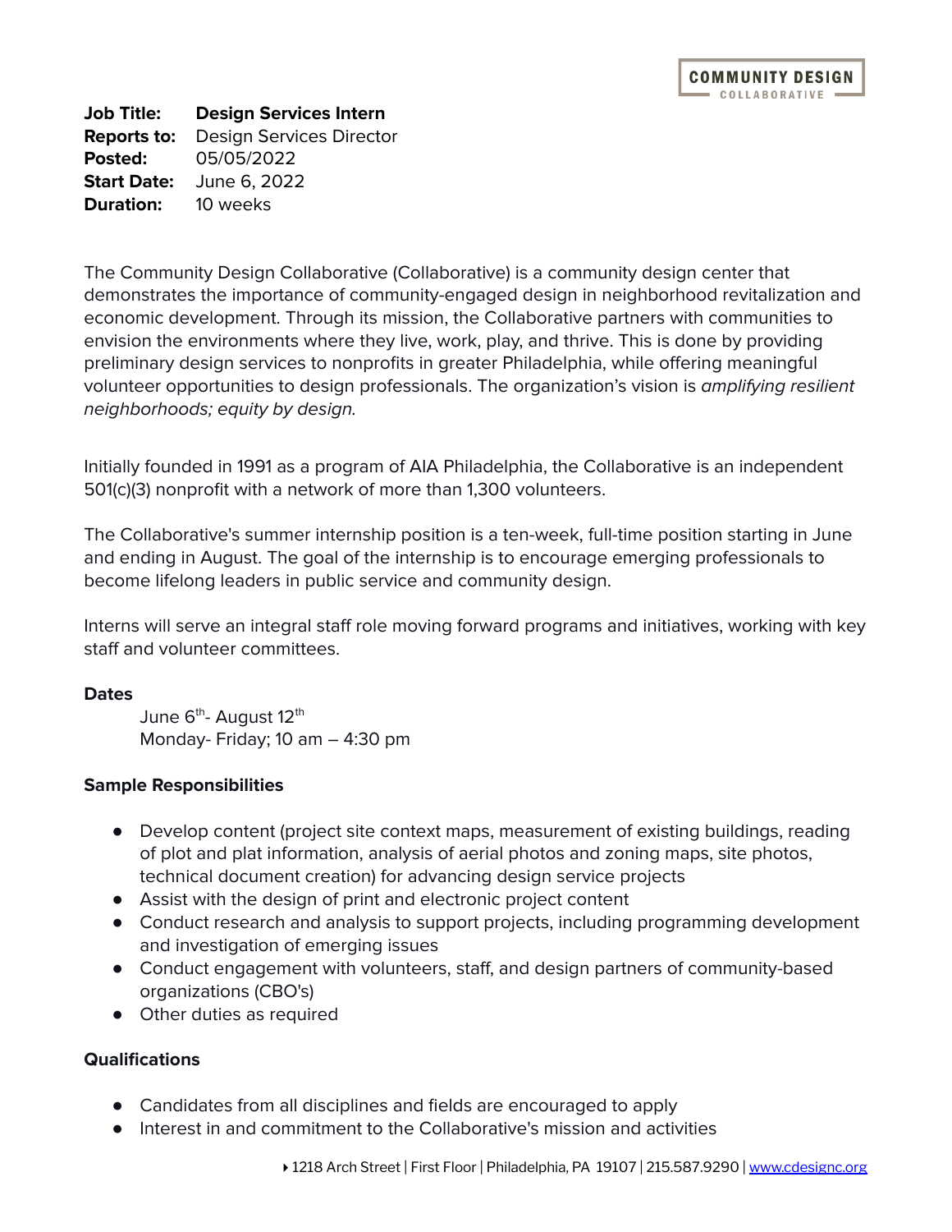COMMUNITY DESIGN COLLABORATIVE

**Job Title:** **Design Services Intern**
**Reports to:** Design Services Director
**Posted:** 05/05/2022
**Start Date:** June 6, 2022
**Duration:** 10 weeks

The Community Design Collaborative (Collaborative) is a community design center that demonstrates the importance of community-engaged design in neighborhood revitalization and economic development. Through its mission, the Collaborative partners with communities to envision the environments where they live, work, play, and thrive. This is done by providing preliminary design services to nonprofits in greater Philadelphia, while offering meaningful volunteer opportunities to design professionals. The organization's vision is *amplifying resilient neighborhoods; equity by design.*

Initially founded in 1991 as a program of AIA Philadelphia, the Collaborative is an independent 501(c)(3) nonprofit with a network of more than 1,300 volunteers.

The Collaborative's summer internship position is a ten-week, full-time position starting in June and ending in August. The goal of the internship is to encourage emerging professionals to become lifelong leaders in public service and community design.

Interns will serve an integral staff role moving forward programs and initiatives, working with key staff and volunteer committees.

**Dates**

June 6th- August 12th
Monday- Friday; 10 am – 4:30 pm

**Sample Responsibilities**

- Develop content (project site context maps, measurement of existing buildings, reading of plot and plat information, analysis of aerial photos and zoning maps, site photos, technical document creation) for advancing design service projects
- Assist with the design of print and electronic project content
- Conduct research and analysis to support projects, including programming development and investigation of emerging issues
- Conduct engagement with volunteers, staff, and design partners of community-based organizations (CBO's)
- Other duties as required

**Qualifications**

- Candidates from all disciplines and fields are encouraged to apply
- Interest in and commitment to the Collaborative's mission and activities

1218 Arch Street | First Floor | Philadelphia, PA 19107 | 215.587.9290 | www.cdesignc.org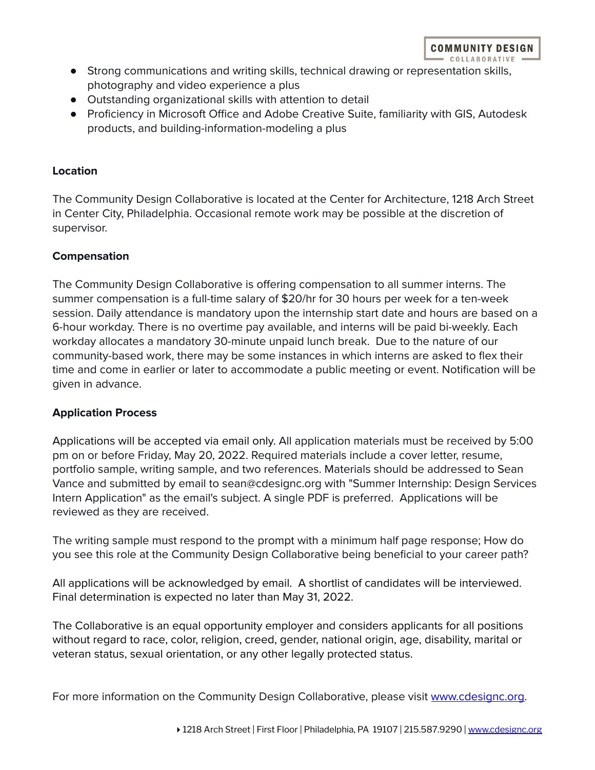- Strong communications and writing skills, technical drawing or representation skills, photography and video experience a plus
- Outstanding organizational skills with attention to detail
- Proficiency in Microsoft Office and Adobe Creative Suite, familiarity with GIS, Autodesk products, and building-information-modeling a plus

**Location**

The Community Design Collaborative is located at the Center for Architecture, 1218 Arch Street in Center City, Philadelphia. Occasional remote work may be possible at the discretion of supervisor.

**Compensation**

The Community Design Collaborative is offering compensation to all summer interns. The summer compensation is a full-time salary of $20/hr for 30 hours per week for a ten-week session. Daily attendance is mandatory upon the internship start date and hours are based on a 6-hour workday. There is no overtime pay available, and interns will be paid bi-weekly. Each workday allocates a mandatory 30-minute unpaid lunch break. Due to the nature of our community-based work, there may be some instances in which interns are asked to flex their time and come in earlier or later to accommodate a public meeting or event. Notification will be given in advance.

**Application Process**

Applications will be accepted via email only. All application materials must be received by 5:00 pm on or before Friday, May 20, 2022. Required materials include a cover letter, resume, portfolio sample, writing sample, and two references. Materials should be addressed to Sean Vance and submitted by email to sean@cdesignc.org with "Summer Internship: Design Services Intern Application" as the email's subject. A single PDF is preferred. Applications will be reviewed as they are received.

The writing sample must respond to the prompt with a minimum half page response; How do you see this role at the Community Design Collaborative being beneficial to your career path?

All applications will be acknowledged by email. A shortlist of candidates will be interviewed. Final determination is expected no later than May 31, 2022.

The Collaborative is an equal opportunity employer and considers applicants for all positions without regard to race, color, religion, creed, gender, national origin, age, disability, marital or veteran status, sexual orientation, or any other legally protected status.

For more information on the Community Design Collaborative, please visit [www.cdesignc.org](http://www.cdesignc.org).